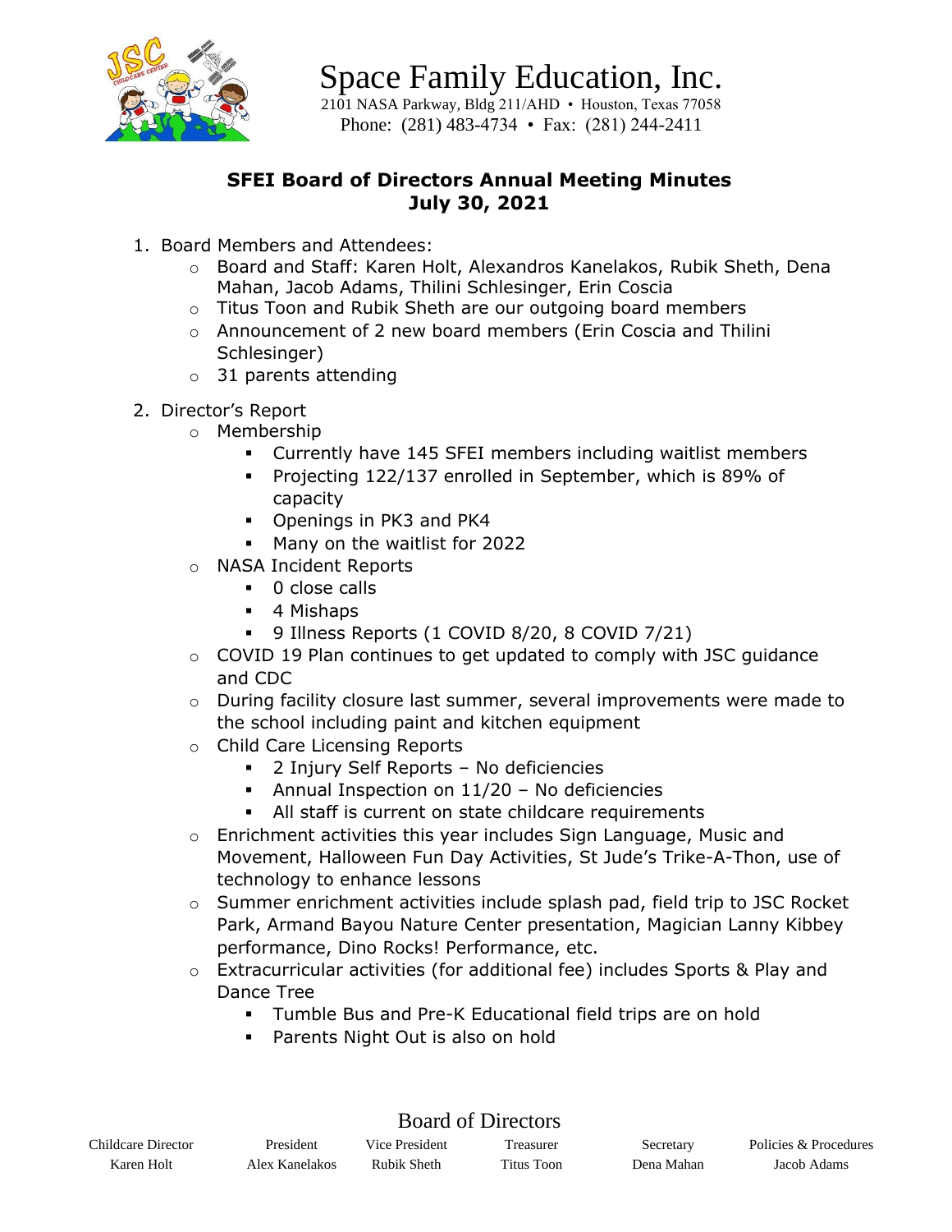# Space Family Education, Inc.

2101 NASA Parkway, Bldg 211/AHD • Houston, Texas 77058
Phone: (281) 483-4734 • Fax: (281) 244-2411

## SFEI Board of Directors Annual Meeting Minutes
## July 30, 2021

1. Board Members and Attendees:
   - Board and Staff: Karen Holt, Alexandros Kanelakos, Rubik Sheth, Dena Mahan, Jacob Adams, Thilini Schlesinger, Erin Coscia
   - Titus Toon and Rubik Sheth are our outgoing board members
   - Announcement of 2 new board members (Erin Coscia and Thilini Schlesinger)
   - 31 parents attending

2. Director's Report
   - Membership
     - Currently have 145 SFEI members including waitlist members
     - Projecting 122/137 enrolled in September, which is 89% of capacity
     - Openings in PK3 and PK4
     - Many on the waitlist for 2022
   - NASA Incident Reports
     - 0 close calls
     - 4 Mishaps
     - 9 Illness Reports (1 COVID 8/20, 8 COVID 7/21)
   - COVID 19 Plan continues to get updated to comply with JSC guidance and CDC
   - During facility closure last summer, several improvements were made to the school including paint and kitchen equipment
   - Child Care Licensing Reports
     - 2 Injury Self Reports – No deficiencies
     - Annual Inspection on 11/20 – No deficiencies
     - All staff is current on state childcare requirements
   - Enrichment activities this year includes Sign Language, Music and Movement, Halloween Fun Day Activities, St Jude's Trike-A-Thon, use of technology to enhance lessons
   - Summer enrichment activities include splash pad, field trip to JSC Rocket Park, Armand Bayou Nature Center presentation, Magician Lanny Kibbey performance, Dino Rocks! Performance, etc.
   - Extracurricular activities (for additional fee) includes Sports & Play and Dance Tree
     - Tumble Bus and Pre-K Educational field trips are on hold
     - Parents Night Out is also on hold

Board of Directors

| Childcare Director | President | Vice President | Treasurer | Secretary | Policies & Procedures |
|---|---|---|---|---|---|
| Karen Holt | Alex Kanelakos | Rubik Sheth | Titus Toon | Dena Mahan | Jacob Adams |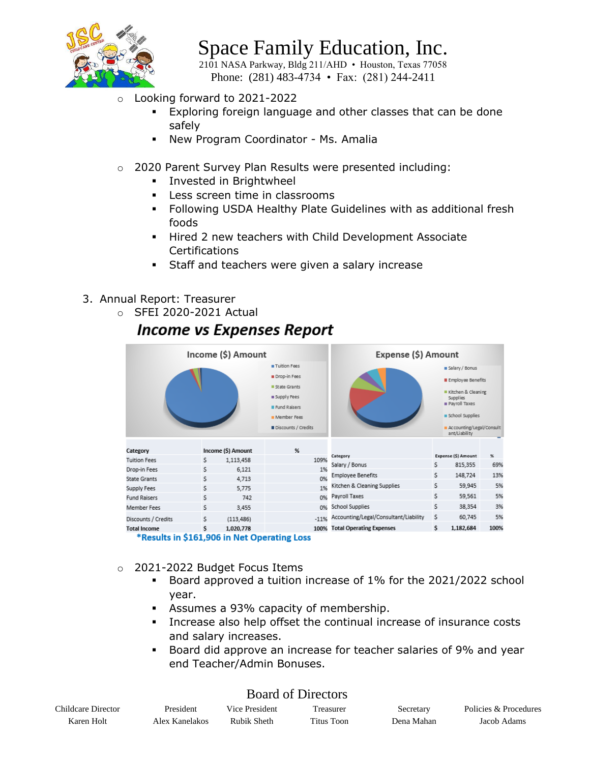# Space Family Education, Inc.

2101 NASA Parkway, Bldg 211/AHD • Houston, Texas 77058
Phone: (281) 483-4734 • Fax: (281) 244-2411

- Looking forward to 2021-2022
  - Exploring foreign language and other classes that can be done safely
  - New Program Coordinator - Ms. Amalia
- 2020 Parent Survey Plan Results were presented including:
  - Invested in Brightwheel
  - Less screen time in classrooms
  - Following USDA Healthy Plate Guidelines with as additional fresh foods
  - Hired 2 new teachers with Child Development Associate Certifications
  - Staff and teachers were given a salary increase

3. Annual Report: Treasurer
   - SFEI 2020-2021 Actual

## *Income vs Expenses Report*

**Income ($) Amount**

| Category | Income ($) Amount | % |
|---|---|---|
| Tuition Fees | $ 1,113,458 | 109% |
| Drop-in Fees | $ 6,121 | 1% |
| State Grants | $ 4,713 | 0% |
| Supply Fees | $ 5,775 | 1% |
| Fund Raisers | $ 742 | 0% |
| Member Fees | $ 3,455 | 0% |
| Discounts / Credits | $ (113,486) | -11% |
| **Total Income** | **$ 1,020,778** | **100%** |

**Expense ($) Amount**

| Category | Expense ($) Amount | % |
|---|---|---|
| Salary / Bonus | $ 815,355 | 69% |
| Employee Benefits | $ 148,724 | 13% |
| Kitchen & Cleaning Supplies | $ 59,945 | 5% |
| Payroll Taxes | $ 59,561 | 5% |
| School Supplies | $ 38,354 | 3% |
| Accounting/Legal/Consultant/Liability | $ 60,745 | 5% |
| **Total Operating Expenses** | **$ 1,182,684** | **100%** |

***Results in $161,906 in Net Operating Loss**

- 2021-2022 Budget Focus Items
  - Board approved a tuition increase of 1% for the 2021/2022 school year.
  - Assumes a 93% capacity of membership.
  - Increase also help offset the continual increase of insurance costs and salary increases.
  - Board did approve an increase for teacher salaries of 9% and year end Teacher/Admin Bonuses.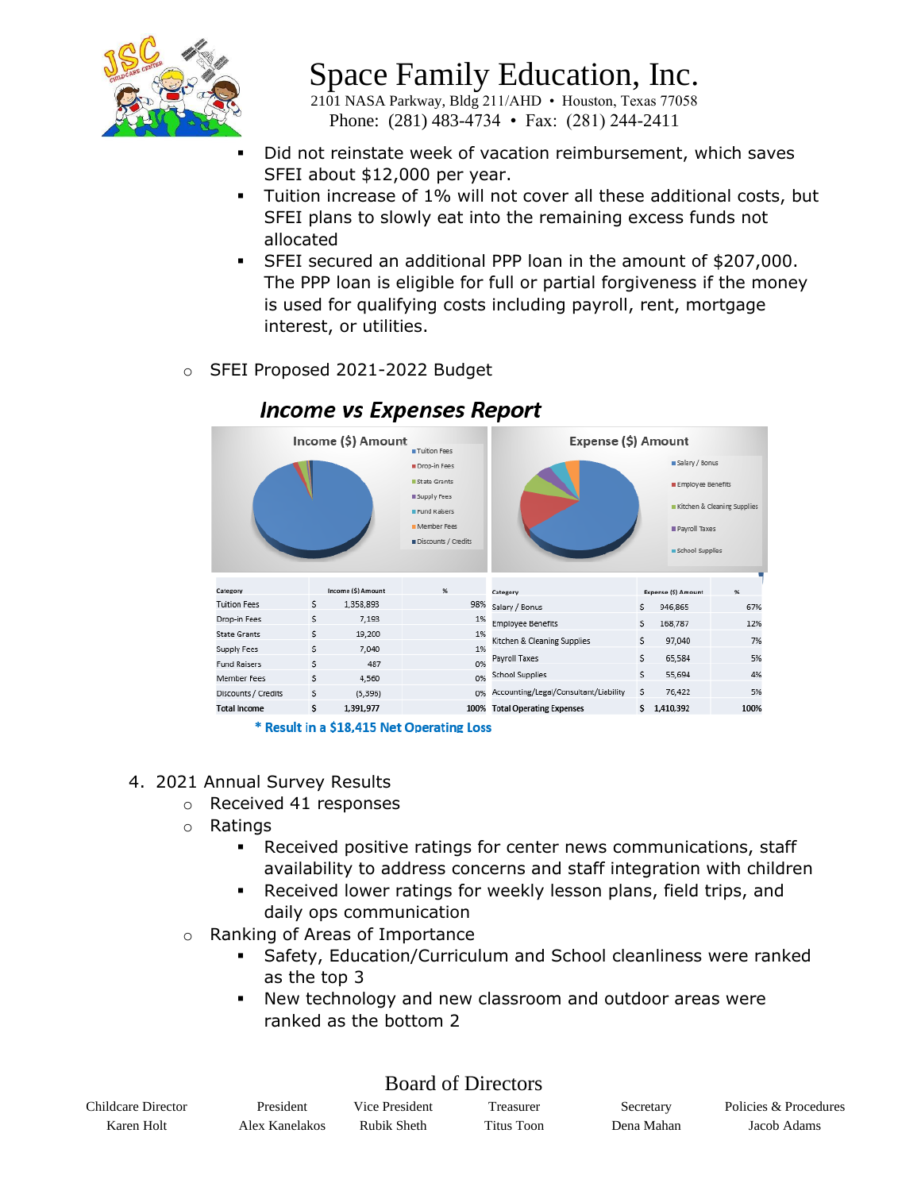# Space Family Education, Inc.

2101 NASA Parkway, Bldg 211/AHD • Houston, Texas 77058
Phone: (281) 483-4734 • Fax: (281) 244-2411

- Did not reinstate week of vacation reimbursement, which saves SFEI about $12,000 per year.
- Tuition increase of 1% will not cover all these additional costs, but SFEI plans to slowly eat into the remaining excess funds not allocated
- SFEI secured an additional PPP loan in the amount of $207,000. The PPP loan is eligible for full or partial forgiveness if the money is used for qualifying costs including payroll, rent, mortgage interest, or utilities.

- SFEI Proposed 2021-2022 Budget

## *Income vs Expenses Report*

| Category | Income ($) Amount | % |
|---|---|---|
| Tuition Fees | $ 1,358,893 | 98% |
| Drop-in Fees | $ 7,193 | 1% |
| State Grants | $ 19,200 | 1% |
| Supply Fees | $ 7,040 | 1% |
| Fund Raisers | $ 487 | 0% |
| Member Fees | $ 4,560 | 0% |
| Discounts / Credits | $ (5,396) | 0% |
| **Total Income** | **$ 1,391,977** | **100%** |

| Category | Expense ($) Amount | % |
|---|---|---|
| Salary / Bonus | $ 946,865 | 67% |
| Employee Benefits | $ 168,787 | 12% |
| Kitchen & Cleaning Supplies | $ 97,040 | 7% |
| Payroll Taxes | $ 65,584 | 5% |
| School Supplies | $ 55,694 | 4% |
| Accounting/Legal/Consultant/Liability | $ 76,422 | 5% |
| **Total Operating Expenses** | **$ 1,410,392** | **100%** |

**\* Result in a $18,415 Net Operating Loss**

4. 2021 Annual Survey Results
   - Received 41 responses
   - Ratings
     - Received positive ratings for center news communications, staff availability to address concerns and staff integration with children
     - Received lower ratings for weekly lesson plans, field trips, and daily ops communication
   - Ranking of Areas of Importance
     - Safety, Education/Curriculum and School cleanliness were ranked as the top 3
     - New technology and new classroom and outdoor areas were ranked as the bottom 2

Board of Directors

| Childcare Director | President | Vice President | Treasurer | Secretary | Policies & Procedures |
|---|---|---|---|---|---|
| Karen Holt | Alex Kanelakos | Rubik Sheth | Titus Toon | Dena Mahan | Jacob Adams |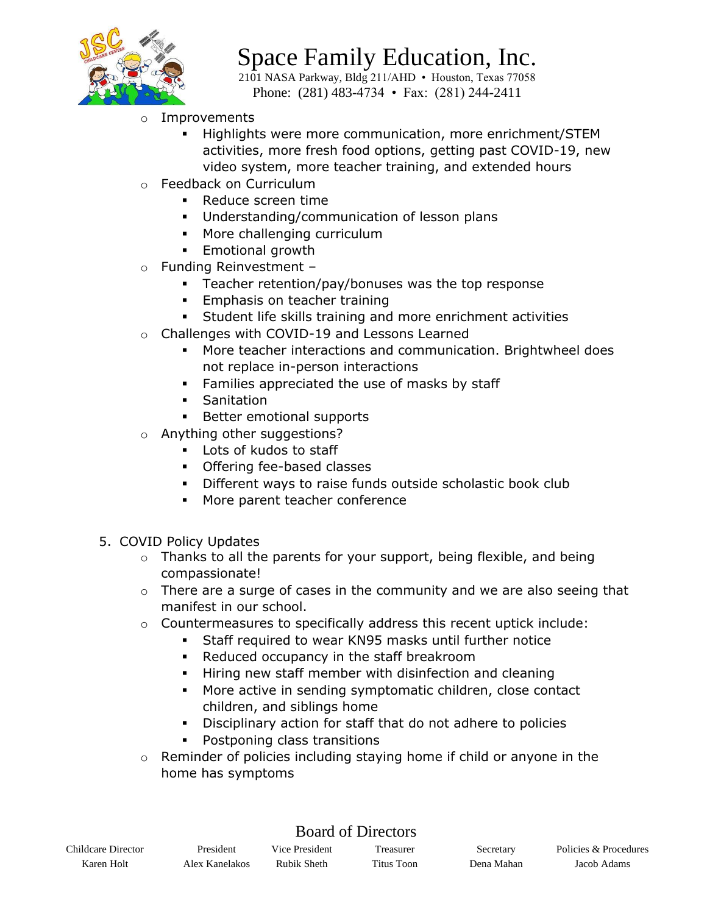- Improvements
  - Highlights were more communication, more enrichment/STEM activities, more fresh food options, getting past COVID-19, new video system, more teacher training, and extended hours
- Feedback on Curriculum
  - Reduce screen time
  - Understanding/communication of lesson plans
  - More challenging curriculum
  - Emotional growth
- Funding Reinvestment –
  - Teacher retention/pay/bonuses was the top response
  - Emphasis on teacher training
  - Student life skills training and more enrichment activities
- Challenges with COVID-19 and Lessons Learned
  - More teacher interactions and communication. Brightwheel does not replace in-person interactions
  - Families appreciated the use of masks by staff
  - Sanitation
  - Better emotional supports
- Anything other suggestions?
  - Lots of kudos to staff
  - Offering fee-based classes
  - Different ways to raise funds outside scholastic book club
  - More parent teacher conference

5. COVID Policy Updates
   - Thanks to all the parents for your support, being flexible, and being compassionate!
   - There are a surge of cases in the community and we are also seeing that manifest in our school.
   - Countermeasures to specifically address this recent uptick include:
     - Staff required to wear KN95 masks until further notice
     - Reduced occupancy in the staff breakroom
     - Hiring new staff member with disinfection and cleaning
     - More active in sending symptomatic children, close contact children, and siblings home
     - Disciplinary action for staff that do not adhere to policies
     - Postponing class transitions
   - Reminder of policies including staying home if child or anyone in the home has symptoms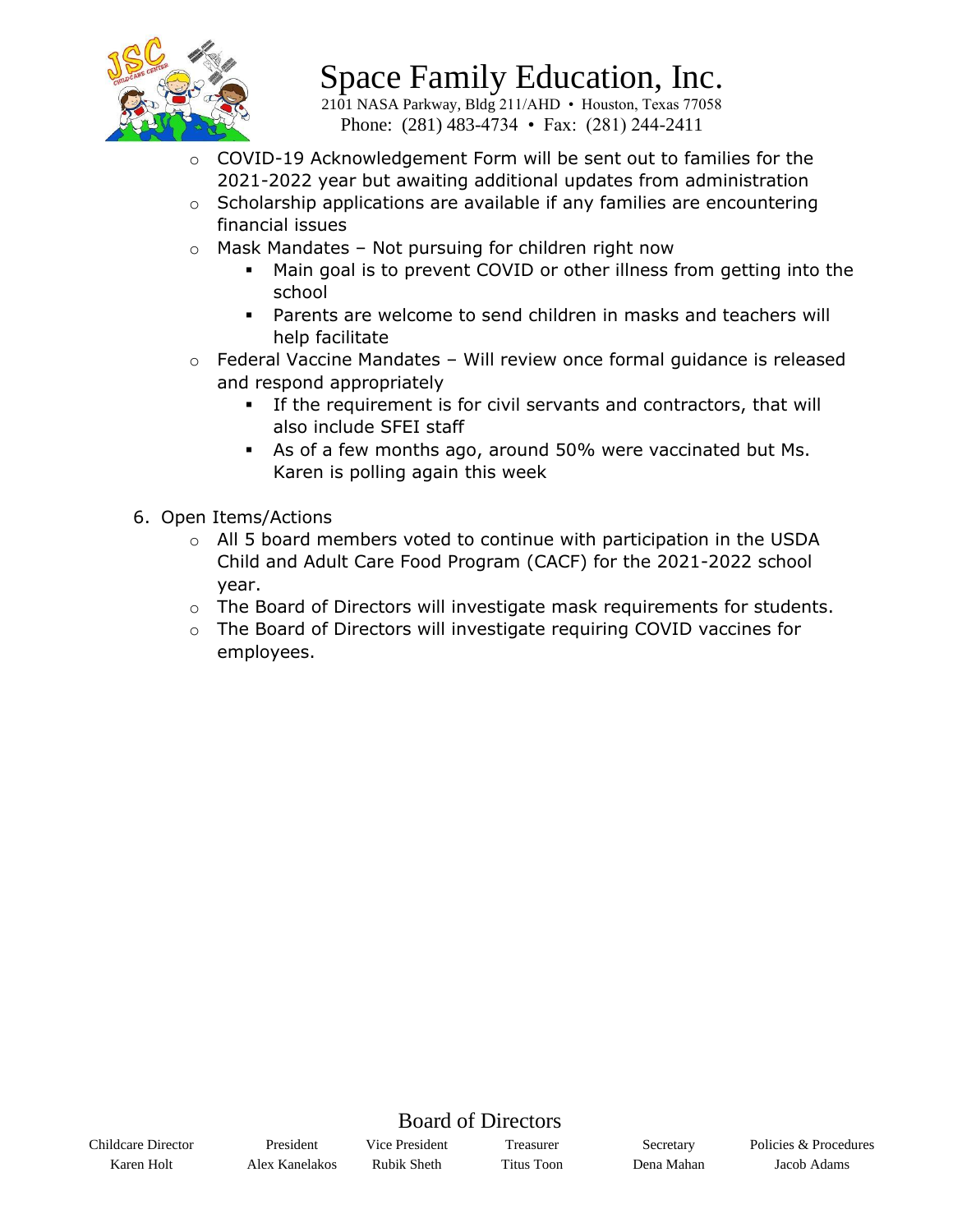- COVID-19 Acknowledgement Form will be sent out to families for the 2021-2022 year but awaiting additional updates from administration
- Scholarship applications are available if any families are encountering financial issues
- Mask Mandates – Not pursuing for children right now
  - Main goal is to prevent COVID or other illness from getting into the school
  - Parents are welcome to send children in masks and teachers will help facilitate
- Federal Vaccine Mandates – Will review once formal guidance is released and respond appropriately
  - If the requirement is for civil servants and contractors, that will also include SFEI staff
  - As of a few months ago, around 50% were vaccinated but Ms. Karen is polling again this week

6. Open Items/Actions
   - All 5 board members voted to continue with participation in the USDA Child and Adult Care Food Program (CACF) for the 2021-2022 school year.
   - The Board of Directors will investigate mask requirements for students.
   - The Board of Directors will investigate requiring COVID vaccines for employees.